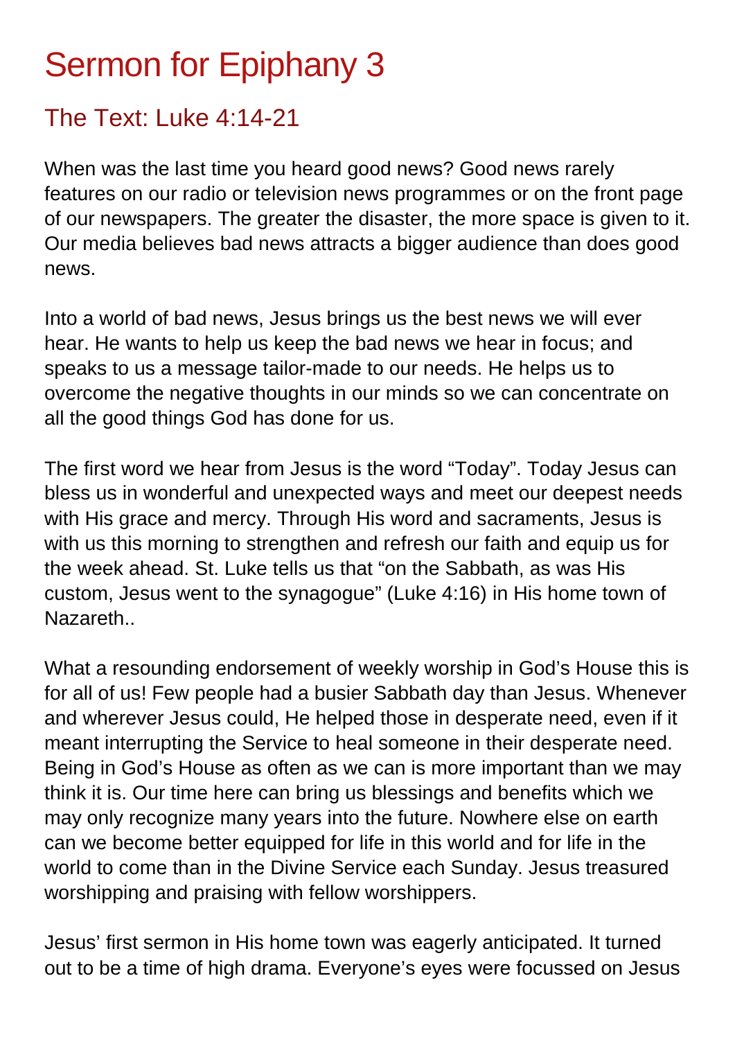# Sermon for Epiphany 3

## The Text: Luke 4:14-21

When was the last time you heard good news? Good news rarely features on our radio or television news programmes or on the front page of our newspapers. The greater the disaster, the more space is given to it. Our media believes bad news attracts a bigger audience than does good news.

Into a world of bad news, Jesus brings us the best news we will ever hear. He wants to help us keep the bad news we hear in focus; and speaks to us a message tailor-made to our needs. He helps us to overcome the negative thoughts in our minds so we can concentrate on all the good things God has done for us.

The first word we hear from Jesus is the word “Today”. Today Jesus can bless us in wonderful and unexpected ways and meet our deepest needs with His grace and mercy. Through His word and sacraments, Jesus is with us this morning to strengthen and refresh our faith and equip us for the week ahead. St. Luke tells us that “on the Sabbath, as was His custom, Jesus went to the synagogue” (Luke 4:16) in His home town of Nazareth..

What a resounding endorsement of weekly worship in God’s House this is for all of us! Few people had a busier Sabbath day than Jesus. Whenever and wherever Jesus could, He helped those in desperate need, even if it meant interrupting the Service to heal someone in their desperate need. Being in God’s House as often as we can is more important than we may think it is. Our time here can bring us blessings and benefits which we may only recognize many years into the future. Nowhere else on earth can we become better equipped for life in this world and for life in the world to come than in the Divine Service each Sunday. Jesus treasured worshipping and praising with fellow worshippers.

Jesus’ first sermon in His home town was eagerly anticipated. It turned out to be a time of high drama. Everyone’s eyes were focussed on Jesus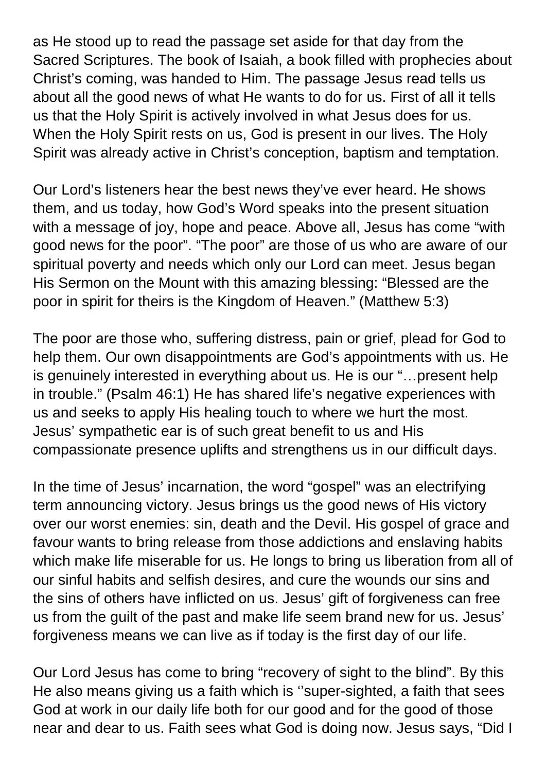as He stood up to read the passage set aside for that day from the Sacred Scriptures. The book of Isaiah, a book filled with prophecies about Christ's coming, was handed to Him. The passage Jesus read tells us about all the good news of what He wants to do for us. First of all it tells us that the Holy Spirit is actively involved in what Jesus does for us. When the Holy Spirit rests on us, God is present in our lives. The Holy Spirit was already active in Christ's conception, baptism and temptation.

Our Lord's listeners hear the best news they've ever heard. He shows them, and us today, how God's Word speaks into the present situation with a message of joy, hope and peace. Above all, Jesus has come "with good news for the poor". "The poor" are those of us who are aware of our spiritual poverty and needs which only our Lord can meet. Jesus began His Sermon on the Mount with this amazing blessing: "Blessed are the poor in spirit for theirs is the Kingdom of Heaven." (Matthew 5:3)

The poor are those who, suffering distress, pain or grief, plead for God to help them. Our own disappointments are God's appointments with us. He is genuinely interested in everything about us. He is our "…present help in trouble." (Psalm 46:1) He has shared life's negative experiences with us and seeks to apply His healing touch to where we hurt the most. Jesus' sympathetic ear is of such great benefit to us and His compassionate presence uplifts and strengthens us in our difficult days.

In the time of Jesus' incarnation, the word "gospel" was an electrifying term announcing victory. Jesus brings us the good news of His victory over our worst enemies: sin, death and the Devil. His gospel of grace and favour wants to bring release from those addictions and enslaving habits which make life miserable for us. He longs to bring us liberation from all of our sinful habits and selfish desires, and cure the wounds our sins and the sins of others have inflicted on us. Jesus' gift of forgiveness can free us from the guilt of the past and make life seem brand new for us. Jesus' forgiveness means we can live as if today is the first day of our life.

Our Lord Jesus has come to bring "recovery of sight to the blind". By this He also means giving us a faith which is ''super-sighted, a faith that sees God at work in our daily life both for our good and for the good of those near and dear to us. Faith sees what God is doing now. Jesus says, "Did I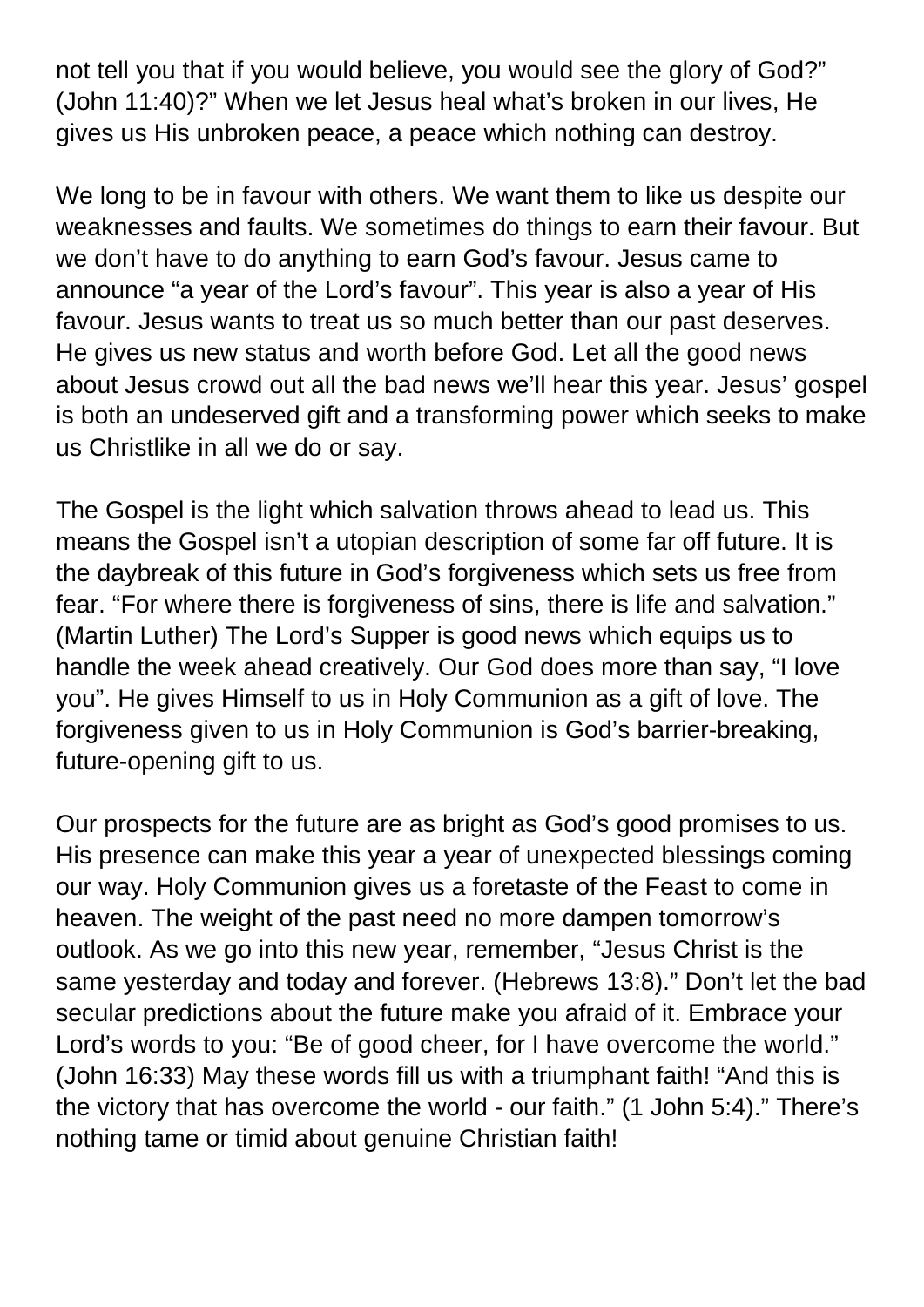not tell you that if you would believe, you would see the glory of God?" (John 11:40)?" When we let Jesus heal what's broken in our lives, He gives us His unbroken peace, a peace which nothing can destroy.

We long to be in favour with others. We want them to like us despite our weaknesses and faults. We sometimes do things to earn their favour. But we don't have to do anything to earn God's favour. Jesus came to announce "a year of the Lord's favour". This year is also a year of His favour. Jesus wants to treat us so much better than our past deserves. He gives us new status and worth before God. Let all the good news about Jesus crowd out all the bad news we'll hear this year. Jesus' gospel is both an undeserved gift and a transforming power which seeks to make us Christlike in all we do or say.

The Gospel is the light which salvation throws ahead to lead us. This means the Gospel isn't a utopian description of some far off future. It is the daybreak of this future in God's forgiveness which sets us free from fear. "For where there is forgiveness of sins, there is life and salvation." (Martin Luther) The Lord's Supper is good news which equips us to handle the week ahead creatively. Our God does more than say, "I love you". He gives Himself to us in Holy Communion as a gift of love. The forgiveness given to us in Holy Communion is God's barrier-breaking, future-opening gift to us.

Our prospects for the future are as bright as God's good promises to us. His presence can make this year a year of unexpected blessings coming our way. Holy Communion gives us a foretaste of the Feast to come in heaven. The weight of the past need no more dampen tomorrow's outlook. As we go into this new year, remember, "Jesus Christ is the same yesterday and today and forever. (Hebrews 13:8)." Don't let the bad secular predictions about the future make you afraid of it. Embrace your Lord's words to you: "Be of good cheer, for I have overcome the world." (John 16:33) May these words fill us with a triumphant faith! "And this is the victory that has overcome the world - our faith." (1 John 5:4)." There's nothing tame or timid about genuine Christian faith!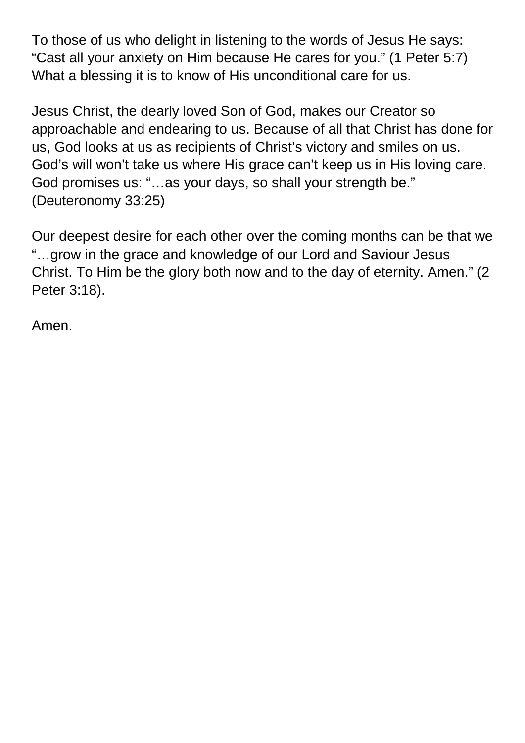To those of us who delight in listening to the words of Jesus He says: "Cast all your anxiety on Him because He cares for you." (1 Peter 5:7) What a blessing it is to know of His unconditional care for us.

Jesus Christ, the dearly loved Son of God, makes our Creator so approachable and endearing to us. Because of all that Christ has done for us, God looks at us as recipients of Christ's victory and smiles on us. God's will won't take us where His grace can't keep us in His loving care. God promises us: "…as your days, so shall your strength be." (Deuteronomy 33:25)

Our deepest desire for each other over the coming months can be that we "…grow in the grace and knowledge of our Lord and Saviour Jesus Christ. To Him be the glory both now and to the day of eternity. Amen." (2 Peter 3:18).

Amen.